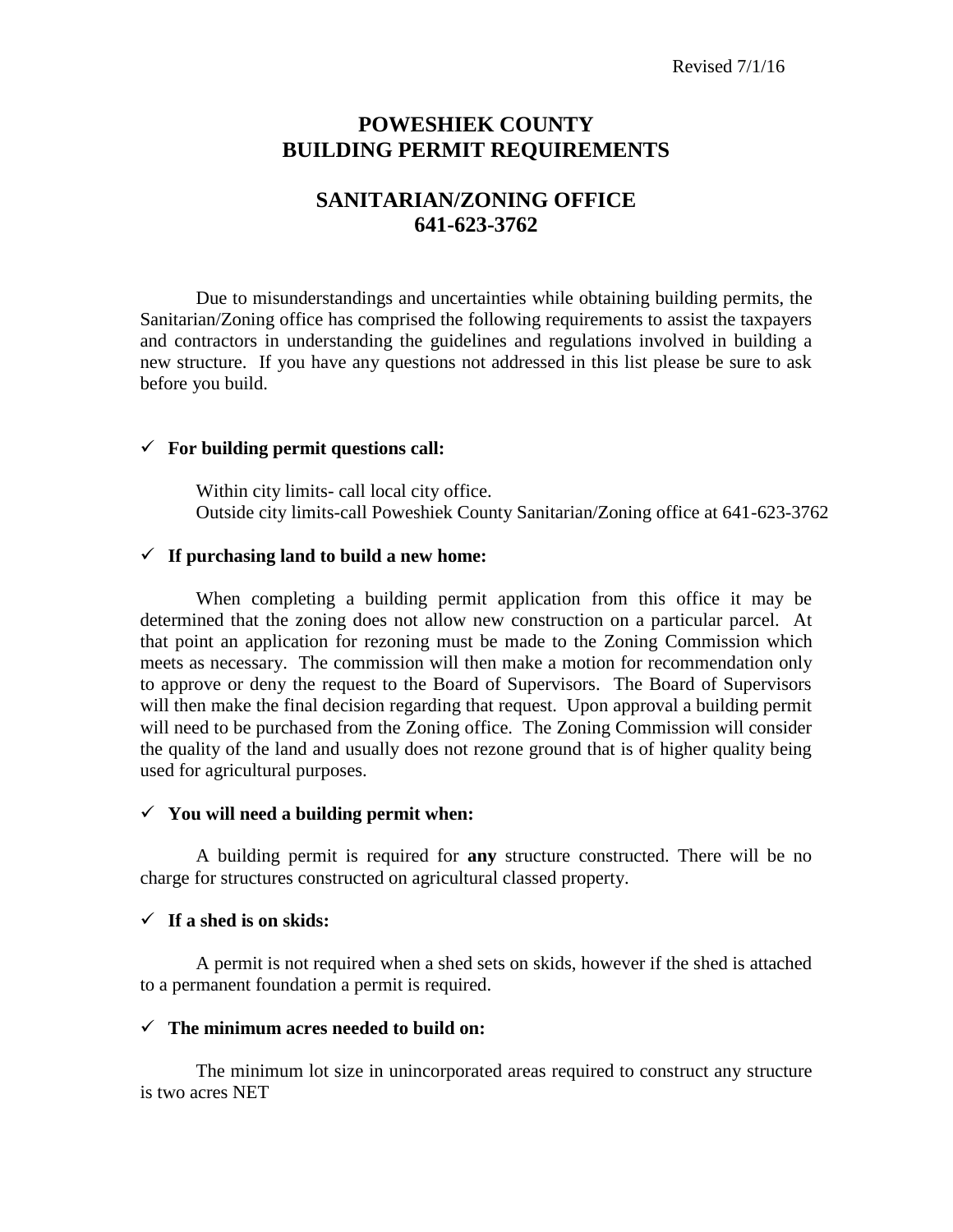Revised 7/1/16

# POWESHIEK COUNTY
# BUILDING PERMIT REQUIREMENTS

## SANITARIAN/ZONING OFFICE
## 641-623-3762

Due to misunderstandings and uncertainties while obtaining building permits, the Sanitarian/Zoning office has comprised the following requirements to assist the taxpayers and contractors in understanding the guidelines and regulations involved in building a new structure. If you have any questions not addressed in this list please be sure to ask before you build.

- ✓ **For building permit questions call:**

  Within city limits- call local city office.
  Outside city limits-call Poweshiek County Sanitarian/Zoning office at 641-623-3762

- ✓ **If purchasing land to build a new home:**

  When completing a building permit application from this office it may be determined that the zoning does not allow new construction on a particular parcel. At that point an application for rezoning must be made to the Zoning Commission which meets as necessary. The commission will then make a motion for recommendation only to approve or deny the request to the Board of Supervisors. The Board of Supervisors will then make the final decision regarding that request. Upon approval a building permit will need to be purchased from the Zoning office. The Zoning Commission will consider the quality of the land and usually does not rezone ground that is of higher quality being used for agricultural purposes.

- ✓ **You will need a building permit when:**

  A building permit is required for **any** structure constructed. There will be no charge for structures constructed on agricultural classed property.

- ✓ **If a shed is on skids:**

  A permit is not required when a shed sets on skids, however if the shed is attached to a permanent foundation a permit is required.

- ✓ **The minimum acres needed to build on:**

  The minimum lot size in unincorporated areas required to construct any structure is two acres NET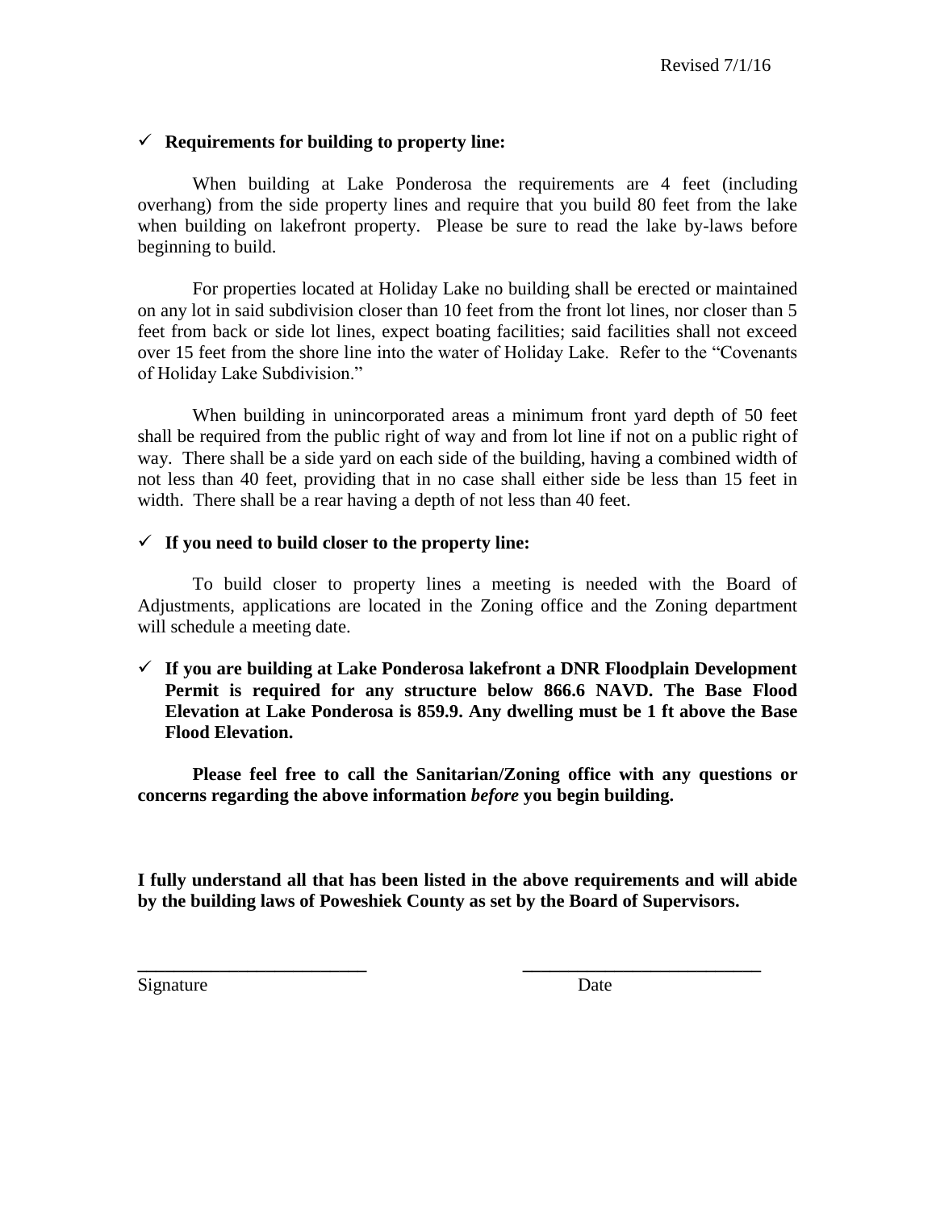Revised 7/1/16

- ✓ **Requirements for building to property line:**

When building at Lake Ponderosa the requirements are 4 feet (including overhang) from the side property lines and require that you build 80 feet from the lake when building on lakefront property. Please be sure to read the lake by-laws before beginning to build.

For properties located at Holiday Lake no building shall be erected or maintained on any lot in said subdivision closer than 10 feet from the front lot lines, nor closer than 5 feet from back or side lot lines, expect boating facilities; said facilities shall not exceed over 15 feet from the shore line into the water of Holiday Lake. Refer to the "Covenants of Holiday Lake Subdivision."

When building in unincorporated areas a minimum front yard depth of 50 feet shall be required from the public right of way and from lot line if not on a public right of way. There shall be a side yard on each side of the building, having a combined width of not less than 40 feet, providing that in no case shall either side be less than 15 feet in width. There shall be a rear having a depth of not less than 40 feet.

- ✓ **If you need to build closer to the property line:**

To build closer to property lines a meeting is needed with the Board of Adjustments, applications are located in the Zoning office and the Zoning department will schedule a meeting date.

- ✓ **If you are building at Lake Ponderosa lakefront a DNR Floodplain Development Permit is required for any structure below 866.6 NAVD. The Base Flood Elevation at Lake Ponderosa is 859.9. Any dwelling must be 1 ft above the Base Flood Elevation.**

**Please feel free to call the Sanitarian/Zoning office with any questions or concerns regarding the above information *before* you begin building.**

**I fully understand all that has been listed in the above requirements and will abide by the building laws of Poweshiek County as set by the Board of Supervisors.**

\_\_\_\_\_\_\_\_\_\_\_\_\_\_\_\_\_\_\_\_\_\_\_\_\_ \_\_\_\_\_\_\_\_\_\_\_\_\_\_\_\_\_\_\_\_\_\_\_\_\_

Signature Date